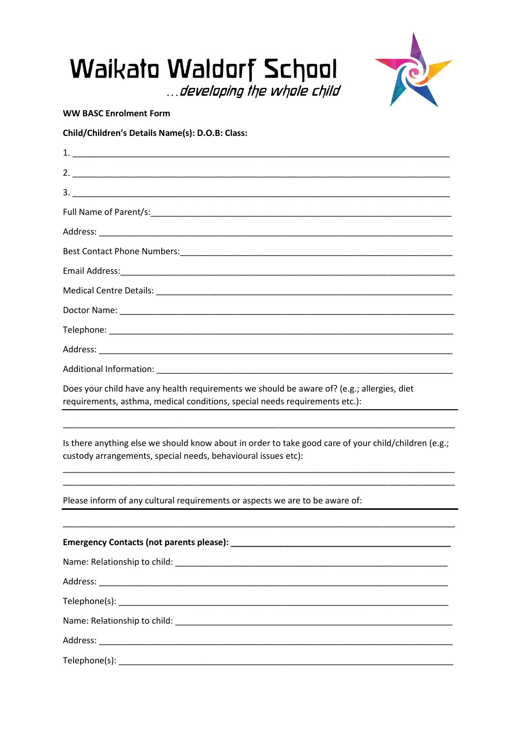# Waikato Waldorf School

*...developing the whole child*

**WW BASC Enrolment Form**

**Child/Children's Details Name(s): D.O.B: Class:**

1. ______________________________________________________________________________

2. ______________________________________________________________________________

3. ______________________________________________________________________________

Full Name of Parent/s:____________________________________________________________

Address: _______________________________________________________________________

Best Contact Phone Numbers:_______________________________________________________

Email Address:___________________________________________________________________

Medical Centre Details: ___________________________________________________________

Doctor Name: ___________________________________________________________________

Telephone: ______________________________________________________________________

Address: _______________________________________________________________________

Additional Information: ____________________________________________________________

Does your child have any health requirements we should be aware of? (e.g.; allergies, diet requirements, asthma, medical conditions, special needs requirements etc.):

_________________________________________________________________________________

_________________________________________________________________________________

Is there anything else we should know about in order to take good care of your child/children (e.g.; custody arrangements, special needs, behavioural issues etc):

_________________________________________________________________________________

_________________________________________________________________________________

Please inform of any cultural requirements or aspects we are to be aware of:

_________________________________________________________________________________

_________________________________________________________________________________

**Emergency Contacts (not parents please): ____________________________________________**

Name: Relationship to child: _______________________________________________________

Address: _______________________________________________________________________

Telephone(s): ___________________________________________________________________

Name: Relationship to child: _______________________________________________________

Address: _______________________________________________________________________

Telephone(s): ___________________________________________________________________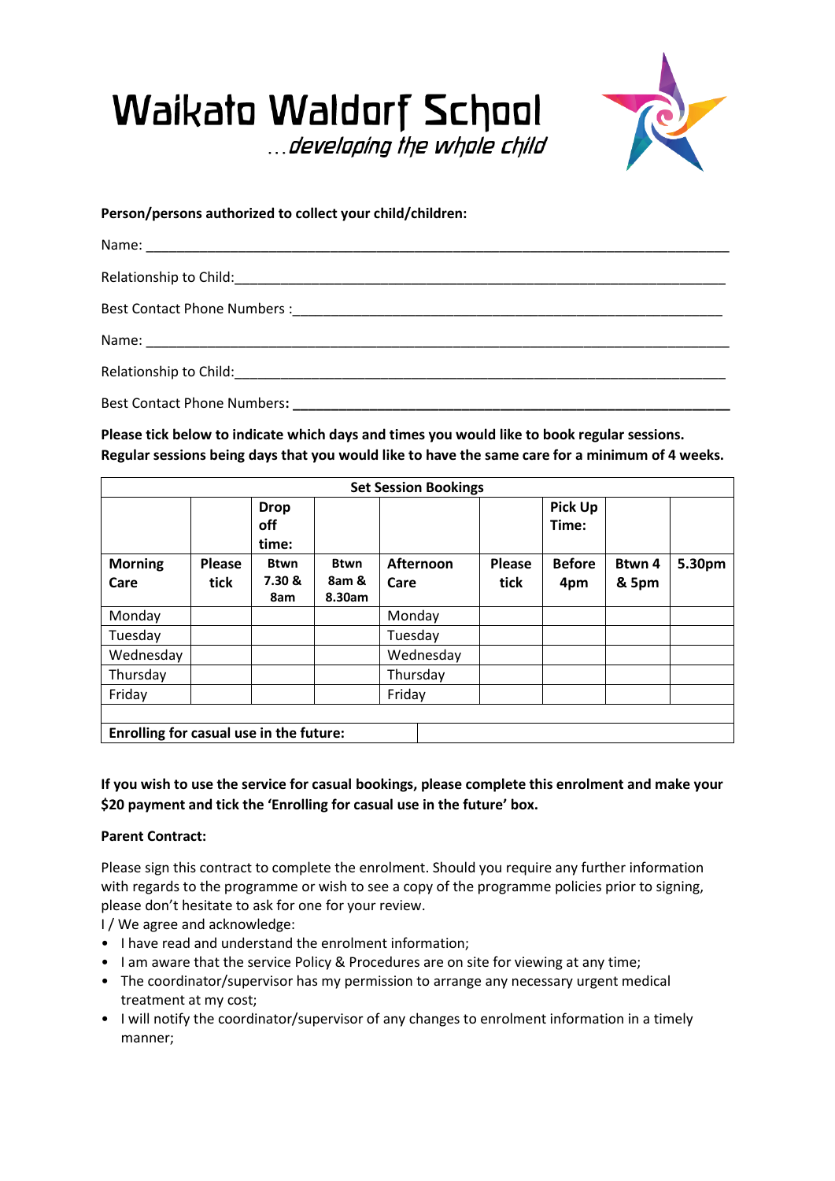# Waikato Waldorf School

*…developing the whole child*

**Person/persons authorized to collect your child/children:**

Name: ___________________________________________________________________________

Relationship to Child:_____________________________________________________________

Best Contact Phone Numbers :_______________________________________________________

Name: ___________________________________________________________________________

Relationship to Child:_____________________________________________________________

Best Contact Phone Numbers: _______________________________________________________

**Please tick below to indicate which days and times you would like to book regular sessions. Regular sessions being days that you would like to have the same care for a minimum of 4 weeks.**

| **Set Session Bookings** | | | | | | | | |
|---|---|---|---|---|---|---|---|---|
| | | **Drop off time:** | | | | **Pick Up Time:** | | |
| **Morning Care** | **Please tick** | **Btwn 7.30 & 8am** | **Btwn 8am & 8.30am** | **Afternoon Care** | **Please tick** | **Before 4pm** | **Btwn 4 & 5pm** | **5.30pm** |
| Monday | | | | Monday | | | | |
| Tuesday | | | | Tuesday | | | | |
| Wednesday | | | | Wednesday | | | | |
| Thursday | | | | Thursday | | | | |
| Friday | | | | Friday | | | | |
| | | | | | | | | |
| **Enrolling for casual use in the future:** | | | | | | | | |

**If you wish to use the service for casual bookings, please complete this enrolment and make your $20 payment and tick the 'Enrolling for casual use in the future' box.**

**Parent Contract:**

Please sign this contract to complete the enrolment. Should you require any further information with regards to the programme or wish to see a copy of the programme policies prior to signing, please don't hesitate to ask for one for your review.

I / We agree and acknowledge:

- I have read and understand the enrolment information;
- I am aware that the service Policy & Procedures are on site for viewing at any time;
- The coordinator/supervisor has my permission to arrange any necessary urgent medical treatment at my cost;
- I will notify the coordinator/supervisor of any changes to enrolment information in a timely manner;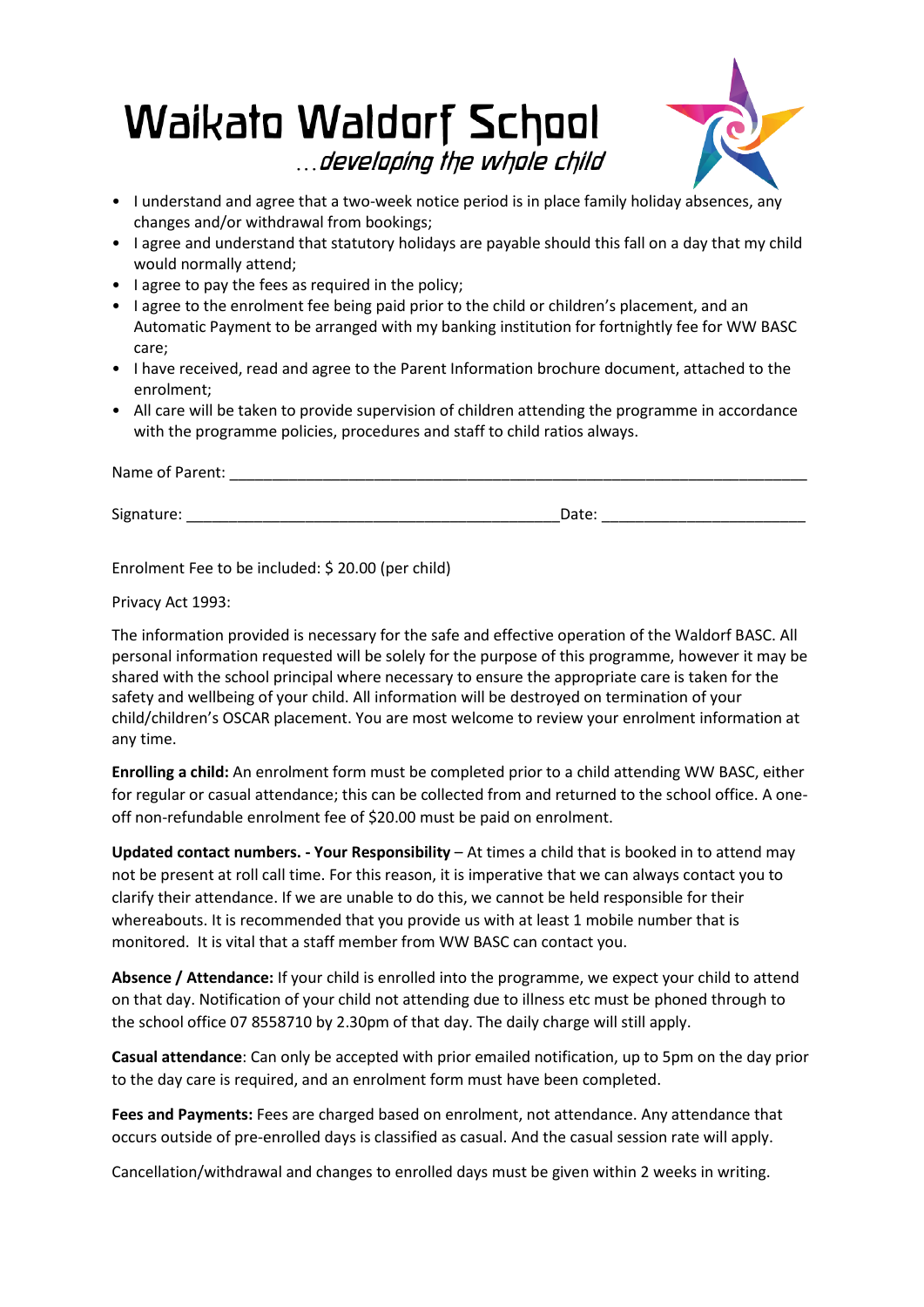// Waikato Waldorf School
*...developing the whole child*

- I understand and agree that a two-week notice period is in place family holiday absences, any changes and/or withdrawal from bookings;
- I agree and understand that statutory holidays are payable should this fall on a day that my child would normally attend;
- I agree to pay the fees as required in the policy;
- I agree to the enrolment fee being paid prior to the child or children's placement, and an Automatic Payment to be arranged with my banking institution for fortnightly fee for WW BASC care;
- I have received, read and agree to the Parent Information brochure document, attached to the enrolment;
- All care will be taken to provide supervision of children attending the programme in accordance with the programme policies, procedures and staff to child ratios always.

Name of Parent: ______________________________________________________________________

Signature: ____________________________________________Date: _______________________

Enrolment Fee to be included: $ 20.00 (per child)

Privacy Act 1993:

The information provided is necessary for the safe and effective operation of the Waldorf BASC. All personal information requested will be solely for the purpose of this programme, however it may be shared with the school principal where necessary to ensure the appropriate care is taken for the safety and wellbeing of your child. All information will be destroyed on termination of your child/children's OSCAR placement. You are most welcome to review your enrolment information at any time.

**Enrolling a child:** An enrolment form must be completed prior to a child attending WW BASC, either for regular or casual attendance; this can be collected from and returned to the school office. A one-off non-refundable enrolment fee of $20.00 must be paid on enrolment.

**Updated contact numbers. - Your Responsibility** – At times a child that is booked in to attend may not be present at roll call time. For this reason, it is imperative that we can always contact you to clarify their attendance. If we are unable to do this, we cannot be held responsible for their whereabouts. It is recommended that you provide us with at least 1 mobile number that is monitored. It is vital that a staff member from WW BASC can contact you.

**Absence / Attendance:** If your child is enrolled into the programme, we expect your child to attend on that day. Notification of your child not attending due to illness etc must be phoned through to the school office 07 8558710 by 2.30pm of that day. The daily charge will still apply.

**Casual attendance**: Can only be accepted with prior emailed notification, up to 5pm on the day prior to the day care is required, and an enrolment form must have been completed.

**Fees and Payments:** Fees are charged based on enrolment, not attendance. Any attendance that occurs outside of pre-enrolled days is classified as casual. And the casual session rate will apply.

Cancellation/withdrawal and changes to enrolled days must be given within 2 weeks in writing.